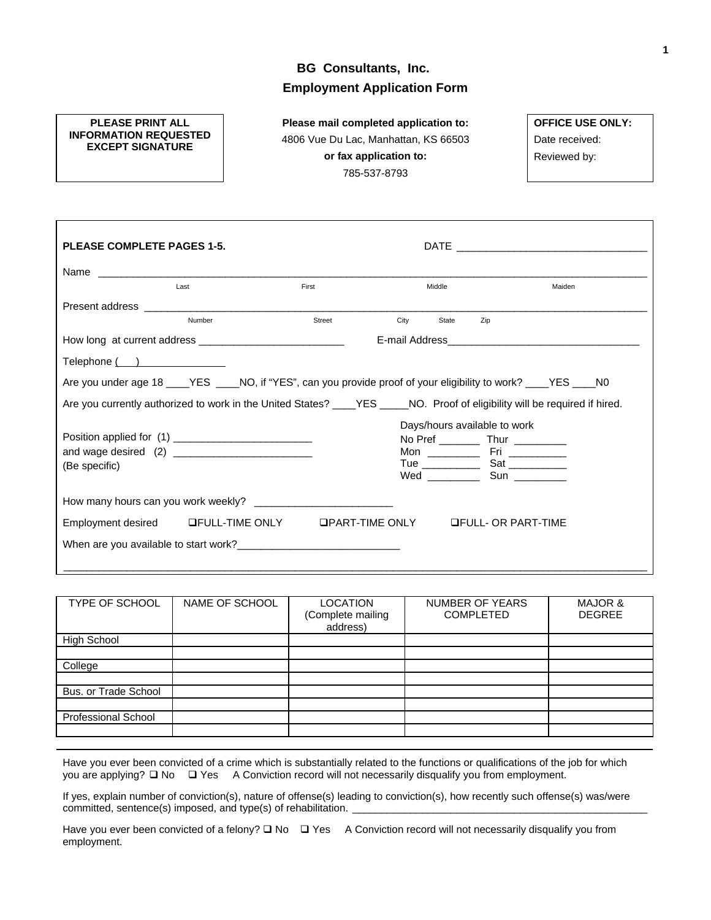# BG Consultants, Inc.
## Employment Application Form

**PLEASE PRINT ALL INFORMATION REQUESTED EXCEPT SIGNATURE**

**Please mail completed application to:**
4806 Vue Du Lac, Manhattan, KS 66503
**or fax application to:**
785-537-8793

**OFFICE USE ONLY:**
Date received:
Reviewed by:

---

**PLEASE COMPLETE PAGES 1-5.** DATE ________________________________

Name ____________________________________________________________________________
Last First Middle Maiden

Present address ______________________________________________________________________
Number Street City State Zip

How long at current address ________________________ E-mail Address________________________________

Telephone (   ) _______________

Are you under age 18 ____YES ____NO, if "YES", can you provide proof of your eligibility to work? ____YES ____N0

Are you currently authorized to work in the United States? ____YES _____NO. Proof of eligibility will be required if hired.

Position applied for (1) ________________________
and wage desired (2) ________________________
(Be specific)

Days/hours available to work
No Pref _______ Thur _________
Mon _________ Fri __________
Tue __________ Sat __________
Wed _________ Sun _________

How many hours can you work weekly? ________________________

Employment desired ❑FULL-TIME ONLY ❑PART-TIME ONLY ❑FULL- OR PART-TIME

When are you available to start work?____________________________

______________________________________________________________________________________

| TYPE OF SCHOOL | NAME OF SCHOOL | LOCATION (Complete mailing address) | NUMBER OF YEARS COMPLETED | MAJOR & DEGREE |
|---|---|---|---|---|
| High School | | | | |
| | | | | |
| College | | | | |
| | | | | |
| Bus. or Trade School | | | | |
| | | | | |
| Professional School | | | | |
| | | | | |

---

Have you ever been convicted of a crime which is substantially related to the functions or qualifications of the job for which you are applying? ❑ No ❑ Yes A Conviction record will not necessarily disqualify you from employment.

If yes, explain number of conviction(s), nature of offense(s) leading to conviction(s), how recently such offense(s) was/were committed, sentence(s) imposed, and type(s) of rehabilitation. ____________________________________________________

Have you ever been convicted of a felony? ❑ No ❑ Yes A Conviction record will not necessarily disqualify you from employment.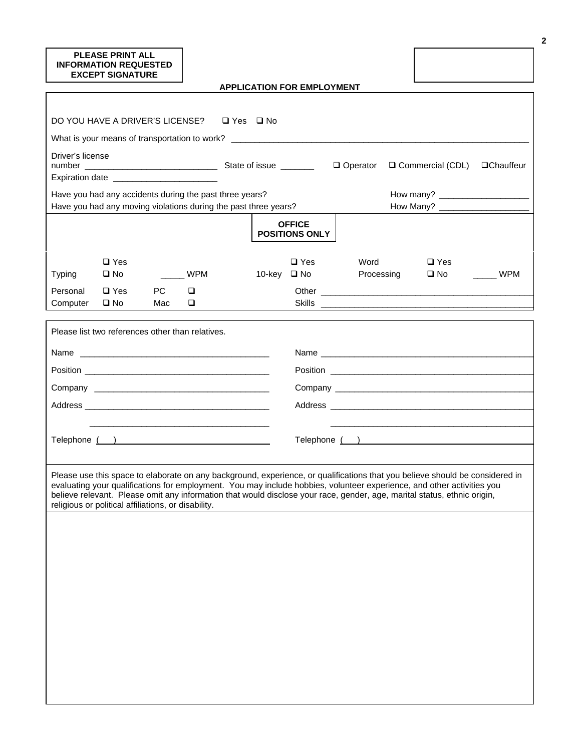**PLEASE PRINT ALL INFORMATION REQUESTED EXCEPT SIGNATURE**

## APPLICATION FOR EMPLOYMENT

DO YOU HAVE A DRIVER'S LICENSE? ☐ Yes ☐ No

What is your means of transportation to work? ______________________________

Driver's license number ____________________________ State of issue _______ ☐ Operator ☐ Commercial (CDL) ☐ Chauffeur

Expiration date ______________________

Have you had any accidents during the past three years? How many? ___________________

Have you had any moving violations during the past three years? How Many? ___________________

**OFFICE POSITIONS ONLY**

| | | | | | | | |
|---|---|---|---|---|---|---|---|
| Typing | ☐ Yes ☐ No | _____ WPM | 10-key | ☐ Yes ☐ No | Word Processing | ☐ Yes ☐ No | _____ WPM |
| Personal Computer | ☐ Yes ☐ No | PC ☐ Mac ☐ | | Other Skills | ______________________ | | |

Please list two references other than relatives.

| | |
|---|---|
| Name ______________________ | Name ______________________ |
| Position ______________________ | Position ______________________ |
| Company ______________________ | Company ______________________ |
| Address ______________________ | Address ______________________ |
| ______________________ | ______________________ |
| Telephone ( ) ______________________ | Telephone ( ) ______________________ |

Please use this space to elaborate on any background, experience, or qualifications that you believe should be considered in evaluating your qualifications for employment. You may include hobbies, volunteer experience, and other activities you believe relevant. Please omit any information that would disclose your race, gender, age, marital status, ethnic origin, religious or political affiliations, or disability.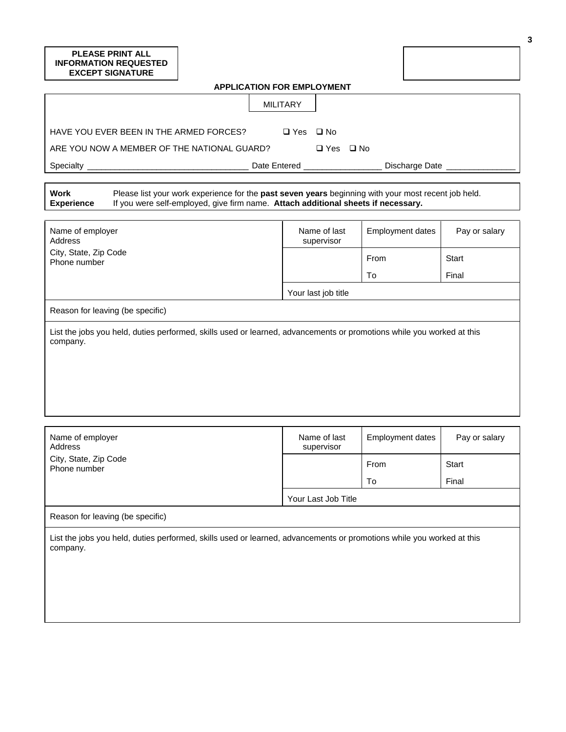**PLEASE PRINT ALL INFORMATION REQUESTED EXCEPT SIGNATURE**

## APPLICATION FOR EMPLOYMENT

### MILITARY

HAVE YOU EVER BEEN IN THE ARMED FORCES? ❑ Yes ❑ No

ARE YOU NOW A MEMBER OF THE NATIONAL GUARD? ❑ Yes ❑ No

Specialty _________________________________ Date Entered ________________ Discharge Date ______________

**Work Experience** Please list your work experience for the **past seven years** beginning with your most recent job held. If you were self-employed, give firm name. **Attach additional sheets if necessary.**

| Name of employer<br>Address<br>City, State, Zip Code<br>Phone number | Name of last supervisor | Employment dates | Pay or salary |
|---|---|---|---|
| | | From | Start |
| | | To | Final |
| | Your last job title | | |
| Reason for leaving (be specific) | | | |
| List the jobs you held, duties performed, skills used or learned, advancements or promotions while you worked at this company. | | | |

| Name of employer<br>Address<br>City, State, Zip Code<br>Phone number | Name of last supervisor | Employment dates | Pay or salary |
|---|---|---|---|
| | | From | Start |
| | | To | Final |
| | Your Last Job Title | | |
| Reason for leaving (be specific) | | | |
| List the jobs you held, duties performed, skills used or learned, advancements or promotions while you worked at this company. | | | |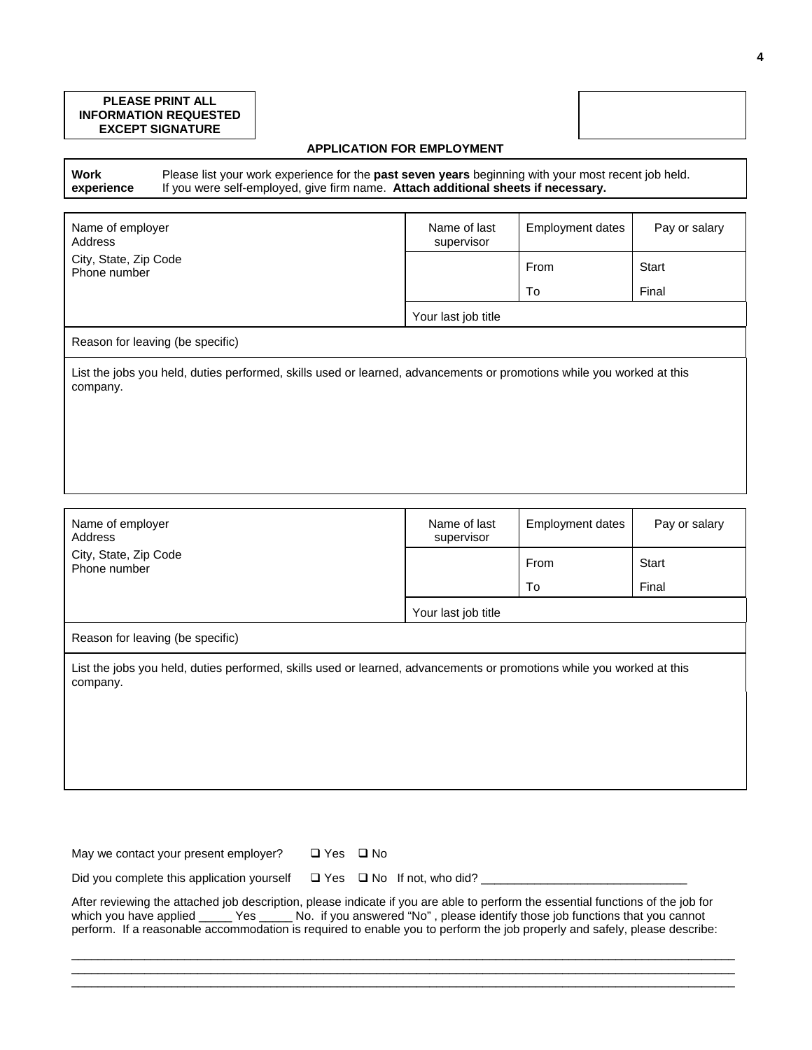**PLEASE PRINT ALL INFORMATION REQUESTED EXCEPT SIGNATURE**

## APPLICATION FOR EMPLOYMENT

| **Work experience** | Please list your work experience for the **past seven years** beginning with your most recent job held. If you were self-employed, give firm name. **Attach additional sheets if necessary.** |
|---|---|

| Name of employer<br>Address<br>City, State, Zip Code<br>Phone number | Name of last supervisor | Employment dates | Pay or salary |
|---|---|---|---|
| | | From | Start |
| | | To | Final |
| | Your last job title | | |
| Reason for leaving (be specific) | | | |
| List the jobs you held, duties performed, skills used or learned, advancements or promotions while you worked at this company. | | | |

| Name of employer<br>Address<br>City, State, Zip Code<br>Phone number | Name of last supervisor | Employment dates | Pay or salary |
|---|---|---|---|
| | | From | Start |
| | | To | Final |
| | Your last job title | | |
| Reason for leaving (be specific) | | | |
| List the jobs you held, duties performed, skills used or learned, advancements or promotions while you worked at this company. | | | |

May we contact your present employer? ❑ Yes ❑ No

Did you complete this application yourself ❑ Yes ❑ No If not, who did? _______________________________

After reviewing the attached job description, please indicate if you are able to perform the essential functions of the job for which you have applied _____ Yes _____ No. if you answered "No" , please identify those job functions that you cannot perform. If a reasonable accommodation is required to enable you to perform the job properly and safely, please describe:

_____________________________________________________________________________________________

_____________________________________________________________________________________________

_____________________________________________________________________________________________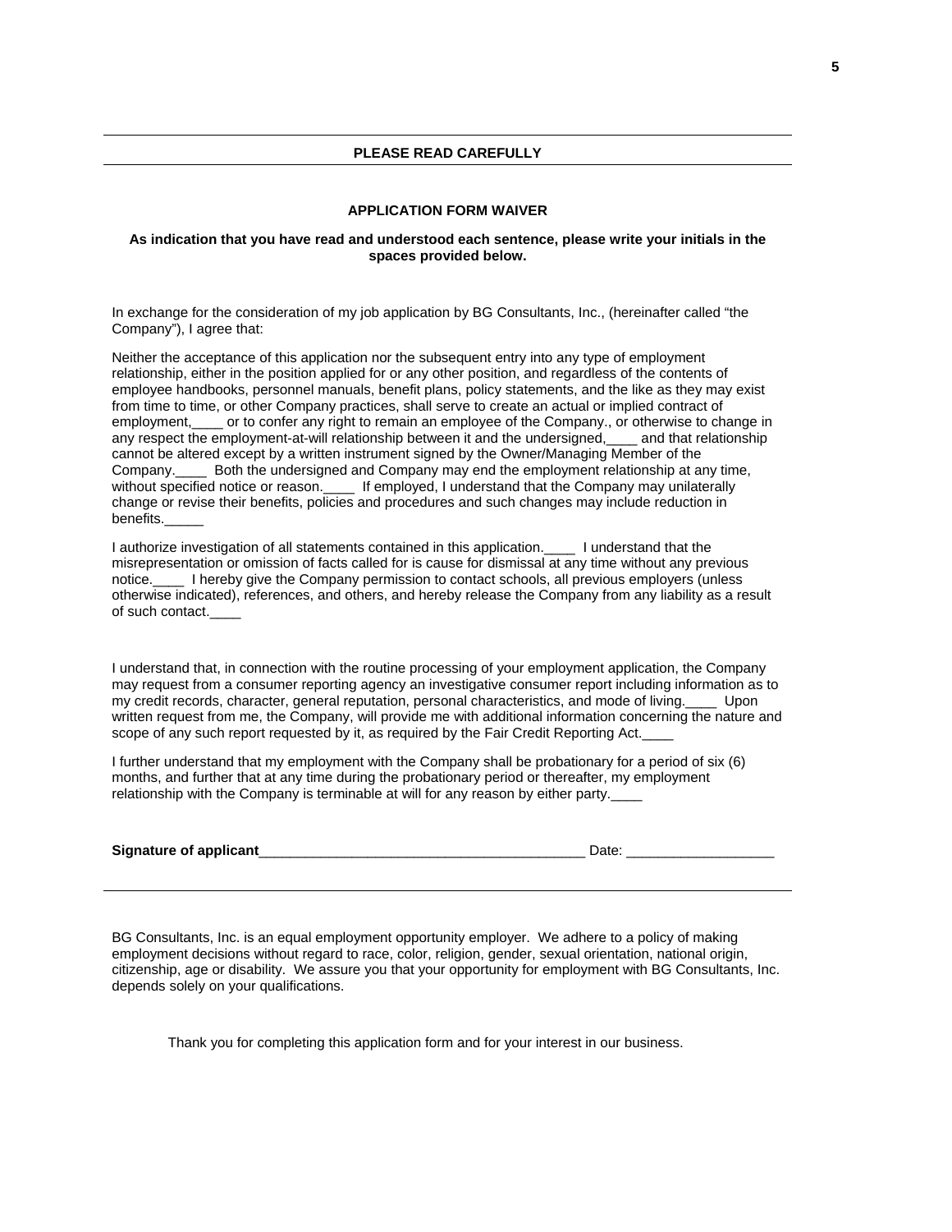**PLEASE READ CAREFULLY**

## APPLICATION FORM WAIVER

**As indication that you have read and understood each sentence, please write your initials in the spaces provided below.**

In exchange for the consideration of my job application by BG Consultants, Inc., (hereinafter called "the Company"), I agree that:

Neither the acceptance of this application nor the subsequent entry into any type of employment relationship, either in the position applied for or any other position, and regardless of the contents of employee handbooks, personnel manuals, benefit plans, policy statements, and the like as they may exist from time to time, or other Company practices, shall serve to create an actual or implied contract of employment,____ or to confer any right to remain an employee of the Company., or otherwise to change in any respect the employment-at-will relationship between it and the undersigned,____ and that relationship cannot be altered except by a written instrument signed by the Owner/Managing Member of the Company.____ Both the undersigned and Company may end the employment relationship at any time, without specified notice or reason.____ If employed, I understand that the Company may unilaterally change or revise their benefits, policies and procedures and such changes may include reduction in benefits._____

I authorize investigation of all statements contained in this application.____ I understand that the misrepresentation or omission of facts called for is cause for dismissal at any time without any previous notice.____ I hereby give the Company permission to contact schools, all previous employers (unless otherwise indicated), references, and others, and hereby release the Company from any liability as a result of such contact.____

I understand that, in connection with the routine processing of your employment application, the Company may request from a consumer reporting agency an investigative consumer report including information as to my credit records, character, general reputation, personal characteristics, and mode of living.____ Upon written request from me, the Company, will provide me with additional information concerning the nature and scope of any such report requested by it, as required by the Fair Credit Reporting Act.____

I further understand that my employment with the Company shall be probationary for a period of six (6) months, and further that at any time during the probationary period or thereafter, my employment relationship with the Company is terminable at will for any reason by either party.____

**Signature of applicant**__________________________________________ Date: ___________________

BG Consultants, Inc. is an equal employment opportunity employer. We adhere to a policy of making employment decisions without regard to race, color, religion, gender, sexual orientation, national origin, citizenship, age or disability. We assure you that your opportunity for employment with BG Consultants, Inc. depends solely on your qualifications.

Thank you for completing this application form and for your interest in our business.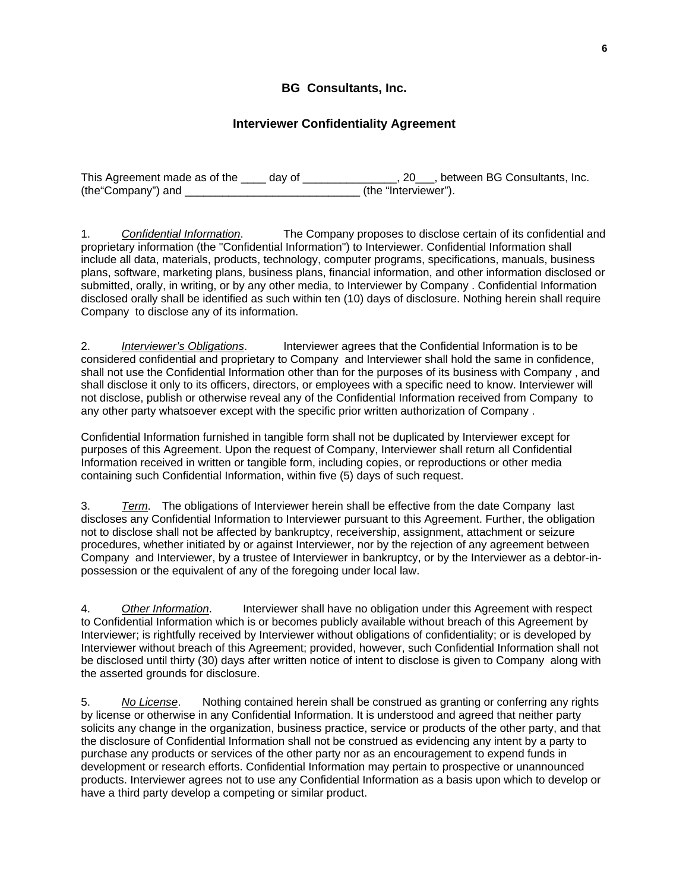## BG Consultants, Inc.

## Interviewer Confidentiality Agreement

This Agreement made as of the ____ day of _______________, 20___, between BG Consultants, Inc. (the"Company") and ____________________________ (the "Interviewer").

1. *Confidential Information*. The Company proposes to disclose certain of its confidential and proprietary information (the "Confidential Information") to Interviewer. Confidential Information shall include all data, materials, products, technology, computer programs, specifications, manuals, business plans, software, marketing plans, business plans, financial information, and other information disclosed or submitted, orally, in writing, or by any other media, to Interviewer by Company . Confidential Information disclosed orally shall be identified as such within ten (10) days of disclosure. Nothing herein shall require Company to disclose any of its information.

2. *Interviewer's Obligations*. Interviewer agrees that the Confidential Information is to be considered confidential and proprietary to Company and Interviewer shall hold the same in confidence, shall not use the Confidential Information other than for the purposes of its business with Company , and shall disclose it only to its officers, directors, or employees with a specific need to know. Interviewer will not disclose, publish or otherwise reveal any of the Confidential Information received from Company to any other party whatsoever except with the specific prior written authorization of Company .

Confidential Information furnished in tangible form shall not be duplicated by Interviewer except for purposes of this Agreement. Upon the request of Company, Interviewer shall return all Confidential Information received in written or tangible form, including copies, or reproductions or other media containing such Confidential Information, within five (5) days of such request.

3. *Term*. The obligations of Interviewer herein shall be effective from the date Company last discloses any Confidential Information to Interviewer pursuant to this Agreement. Further, the obligation not to disclose shall not be affected by bankruptcy, receivership, assignment, attachment or seizure procedures, whether initiated by or against Interviewer, nor by the rejection of any agreement between Company and Interviewer, by a trustee of Interviewer in bankruptcy, or by the Interviewer as a debtor-in-possession or the equivalent of any of the foregoing under local law.

4. *Other Information*. Interviewer shall have no obligation under this Agreement with respect to Confidential Information which is or becomes publicly available without breach of this Agreement by Interviewer; is rightfully received by Interviewer without obligations of confidentiality; or is developed by Interviewer without breach of this Agreement; provided, however, such Confidential Information shall not be disclosed until thirty (30) days after written notice of intent to disclose is given to Company along with the asserted grounds for disclosure.

5. *No License*. Nothing contained herein shall be construed as granting or conferring any rights by license or otherwise in any Confidential Information. It is understood and agreed that neither party solicits any change in the organization, business practice, service or products of the other party, and that the disclosure of Confidential Information shall not be construed as evidencing any intent by a party to purchase any products or services of the other party nor as an encouragement to expend funds in development or research efforts. Confidential Information may pertain to prospective or unannounced products. Interviewer agrees not to use any Confidential Information as a basis upon which to develop or have a third party develop a competing or similar product.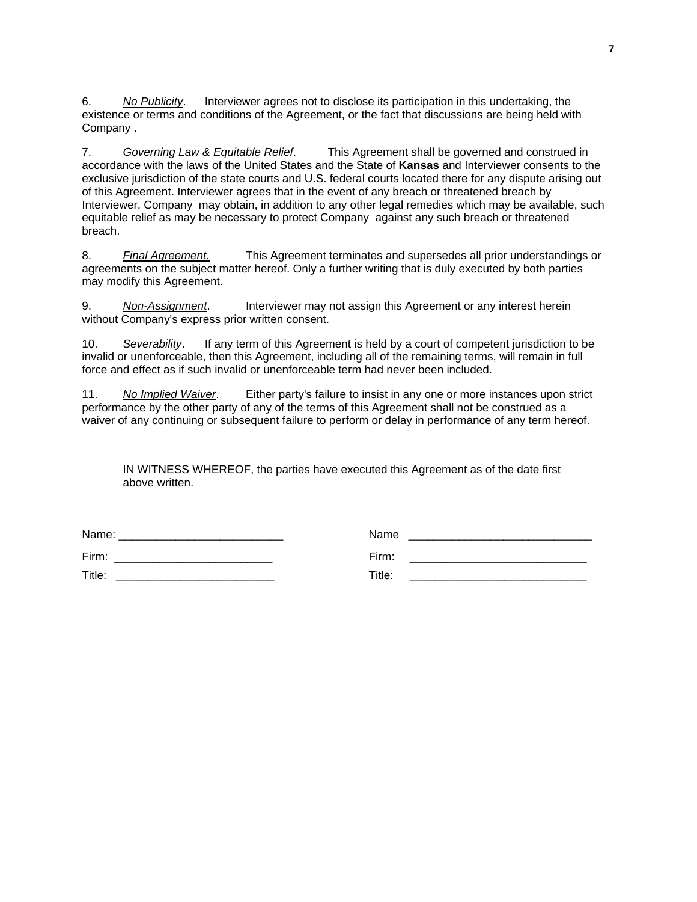6. *No Publicity*. Interviewer agrees not to disclose its participation in this undertaking, the existence or terms and conditions of the Agreement, or the fact that discussions are being held with Company .

7. *Governing Law & Equitable Relief*. This Agreement shall be governed and construed in accordance with the laws of the United States and the State of **Kansas** and Interviewer consents to the exclusive jurisdiction of the state courts and U.S. federal courts located there for any dispute arising out of this Agreement. Interviewer agrees that in the event of any breach or threatened breach by Interviewer, Company may obtain, in addition to any other legal remedies which may be available, such equitable relief as may be necessary to protect Company against any such breach or threatened breach.

8. *Final Agreement.* This Agreement terminates and supersedes all prior understandings or agreements on the subject matter hereof. Only a further writing that is duly executed by both parties may modify this Agreement.

9. *Non-Assignment*. Interviewer may not assign this Agreement or any interest herein without Company's express prior written consent.

10. *Severability*. If any term of this Agreement is held by a court of competent jurisdiction to be invalid or unenforceable, then this Agreement, including all of the remaining terms, will remain in full force and effect as if such invalid or unenforceable term had never been included.

11. *No Implied Waiver*. Either party's failure to insist in any one or more instances upon strict performance by the other party of any of the terms of this Agreement shall not be construed as a waiver of any continuing or subsequent failure to perform or delay in performance of any term hereof.

IN WITNESS WHEREOF, the parties have executed this Agreement as of the date first above written.

Name: __________________________

Firm: _________________________

Title: _________________________

Name _____________________________

Firm: ____________________________

Title: ____________________________